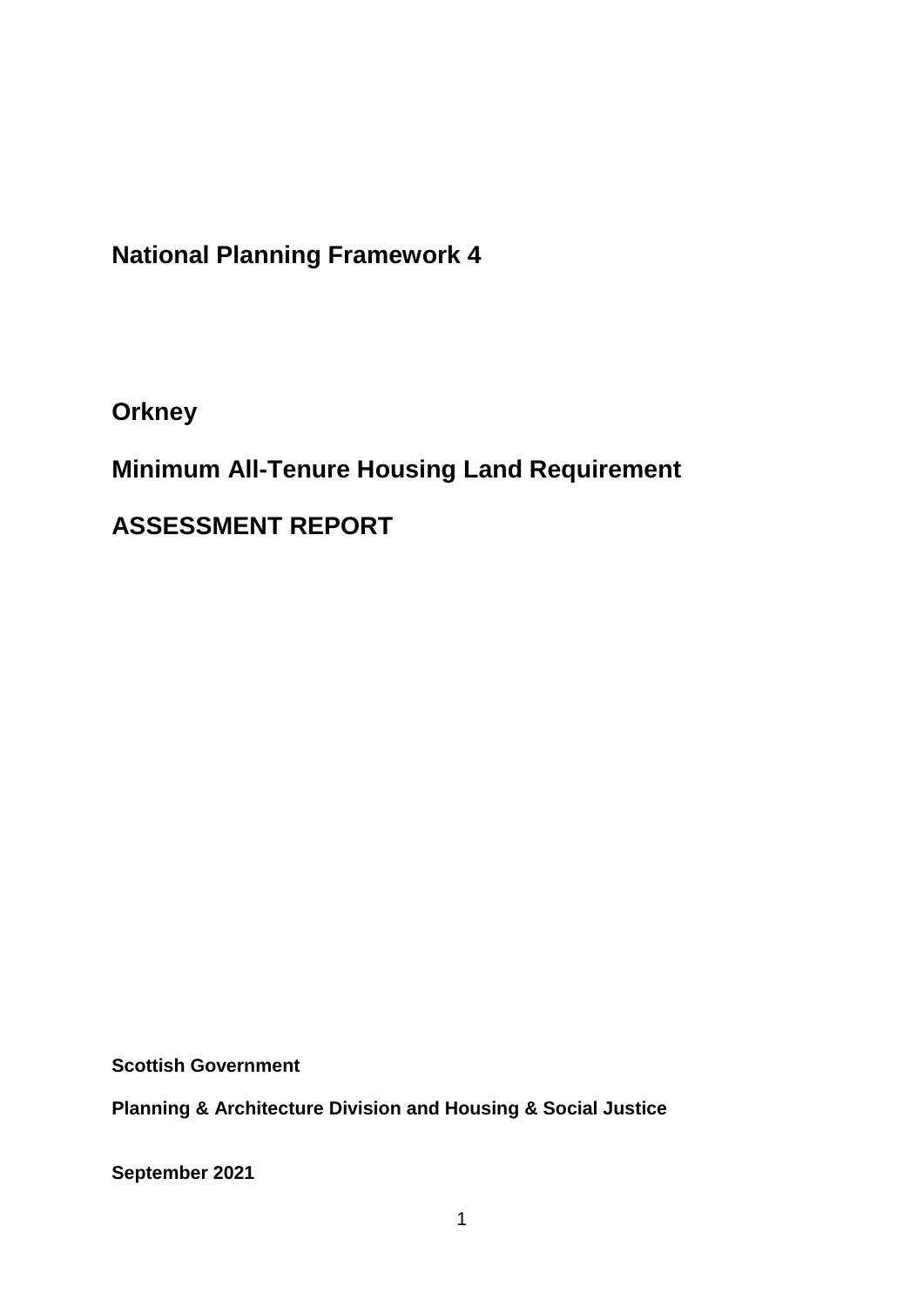# National Planning Framework 4

## Orkney

## Minimum All-Tenure Housing Land Requirement

## ASSESSMENT REPORT

**Scottish Government**

**Planning & Architecture Division and Housing & Social Justice**

**September 2021**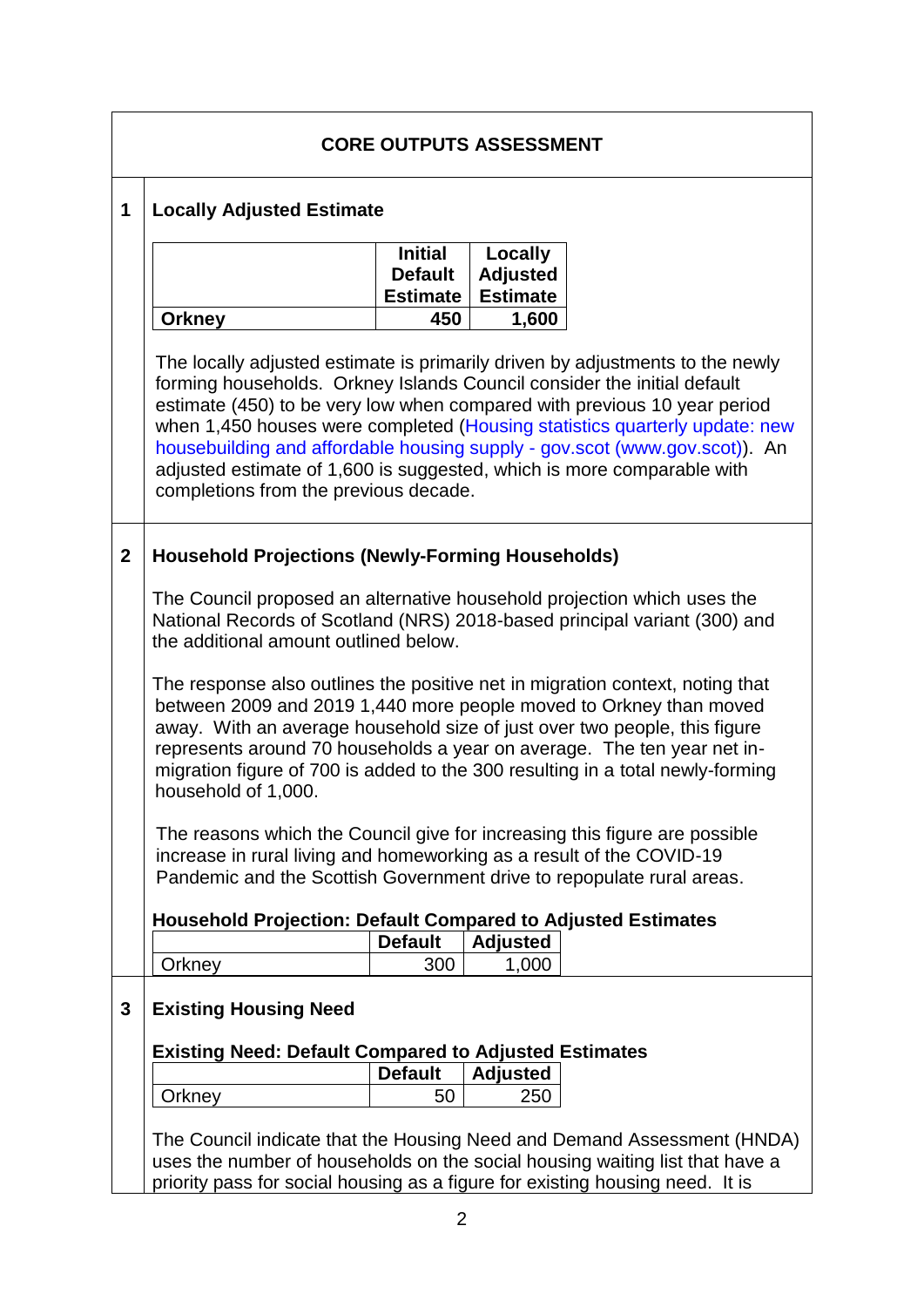## CORE OUTPUTS ASSESSMENT

### 1 Locally Adjusted Estimate

| | Initial Default Estimate | Locally Adjusted Estimate |
|---|---|---|
| **Orkney** | **450** | **1,600** |

The locally adjusted estimate is primarily driven by adjustments to the newly forming households. Orkney Islands Council consider the initial default estimate (450) to be very low when compared with previous 10 year period when 1,450 houses were completed (Housing statistics quarterly update: new housebuilding and affordable housing supply - gov.scot (www.gov.scot)). An adjusted estimate of 1,600 is suggested, which is more comparable with completions from the previous decade.

### 2 Household Projections (Newly-Forming Households)

The Council proposed an alternative household projection which uses the National Records of Scotland (NRS) 2018-based principal variant (300) and the additional amount outlined below.

The response also outlines the positive net in migration context, noting that between 2009 and 2019 1,440 more people moved to Orkney than moved away. With an average household size of just over two people, this figure represents around 70 households a year on average. The ten year net in-migration figure of 700 is added to the 300 resulting in a total newly-forming household of 1,000.

The reasons which the Council give for increasing this figure are possible increase in rural living and homeworking as a result of the COVID-19 Pandemic and the Scottish Government drive to repopulate rural areas.

**Household Projection: Default Compared to Adjusted Estimates**

| | Default | Adjusted |
|---|---|---|
| Orkney | 300 | 1,000 |

### 3 Existing Housing Need

**Existing Need: Default Compared to Adjusted Estimates**

| | Default | Adjusted |
|---|---|---|
| Orkney | 50 | 250 |

The Council indicate that the Housing Need and Demand Assessment (HNDA) uses the number of households on the social housing waiting list that have a priority pass for social housing as a figure for existing housing need. It is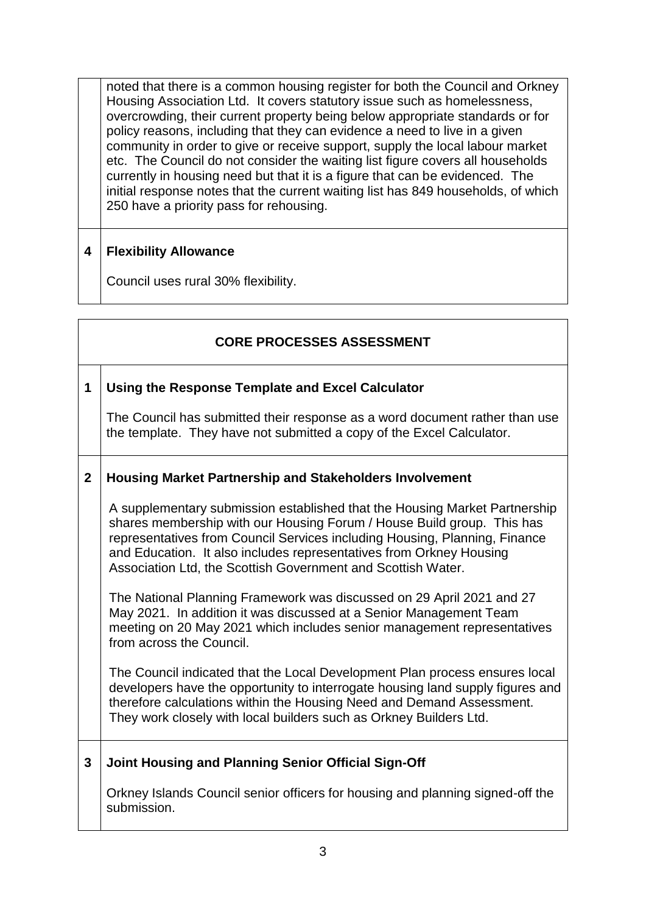noted that there is a common housing register for both the Council and Orkney Housing Association Ltd. It covers statutory issue such as homelessness, overcrowding, their current property being below appropriate standards or for policy reasons, including that they can evidence a need to live in a given community in order to give or receive support, supply the local labour market etc. The Council do not consider the waiting list figure covers all households currently in housing need but that it is a figure that can be evidenced. The initial response notes that the current waiting list has 849 households, of which 250 have a priority pass for rehousing.

**4 Flexibility Allowance**

Council uses rural 30% flexibility.

## CORE PROCESSES ASSESSMENT

**1 Using the Response Template and Excel Calculator**

The Council has submitted their response as a word document rather than use the template. They have not submitted a copy of the Excel Calculator.

**2 Housing Market Partnership and Stakeholders Involvement**

A supplementary submission established that the Housing Market Partnership shares membership with our Housing Forum / House Build group. This has representatives from Council Services including Housing, Planning, Finance and Education. It also includes representatives from Orkney Housing Association Ltd, the Scottish Government and Scottish Water.

The National Planning Framework was discussed on 29 April 2021 and 27 May 2021. In addition it was discussed at a Senior Management Team meeting on 20 May 2021 which includes senior management representatives from across the Council.

The Council indicated that the Local Development Plan process ensures local developers have the opportunity to interrogate housing land supply figures and therefore calculations within the Housing Need and Demand Assessment. They work closely with local builders such as Orkney Builders Ltd.

**3 Joint Housing and Planning Senior Official Sign-Off**

Orkney Islands Council senior officers for housing and planning signed-off the submission.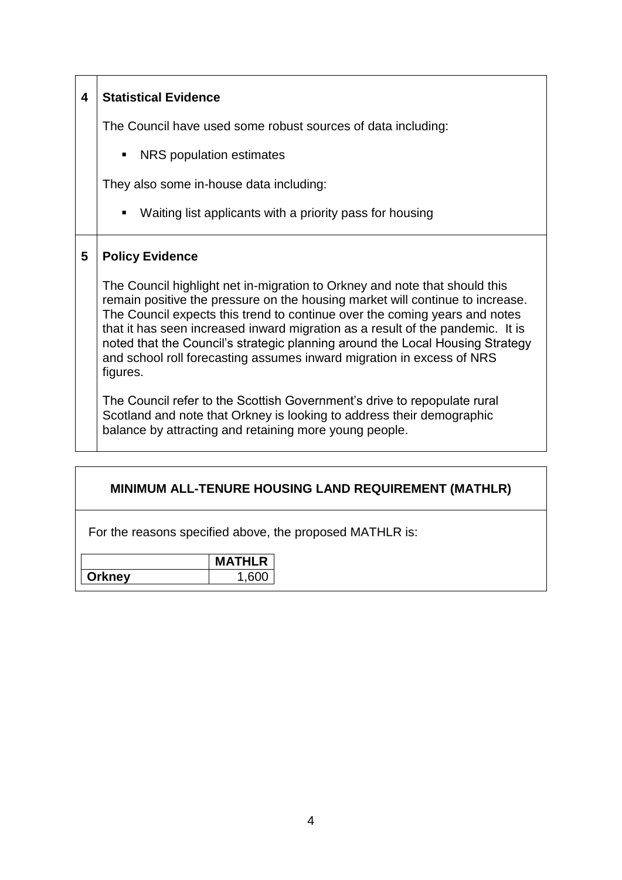## 4 Statistical Evidence

The Council have used some robust sources of data including:

- NRS population estimates

They also some in-house data including:

- Waiting list applicants with a priority pass for housing

## 5 Policy Evidence

The Council highlight net in-migration to Orkney and note that should this remain positive the pressure on the housing market will continue to increase. The Council expects this trend to continue over the coming years and notes that it has seen increased inward migration as a result of the pandemic. It is noted that the Council's strategic planning around the Local Housing Strategy and school roll forecasting assumes inward migration in excess of NRS figures.

The Council refer to the Scottish Government's drive to repopulate rural Scotland and note that Orkney is looking to address their demographic balance by attracting and retaining more young people.

## MINIMUM ALL-TENURE HOUSING LAND REQUIREMENT (MATHLR)

For the reasons specified above, the proposed MATHLR is:

| | MATHLR |
|---|---|
| **Orkney** | 1,600 |